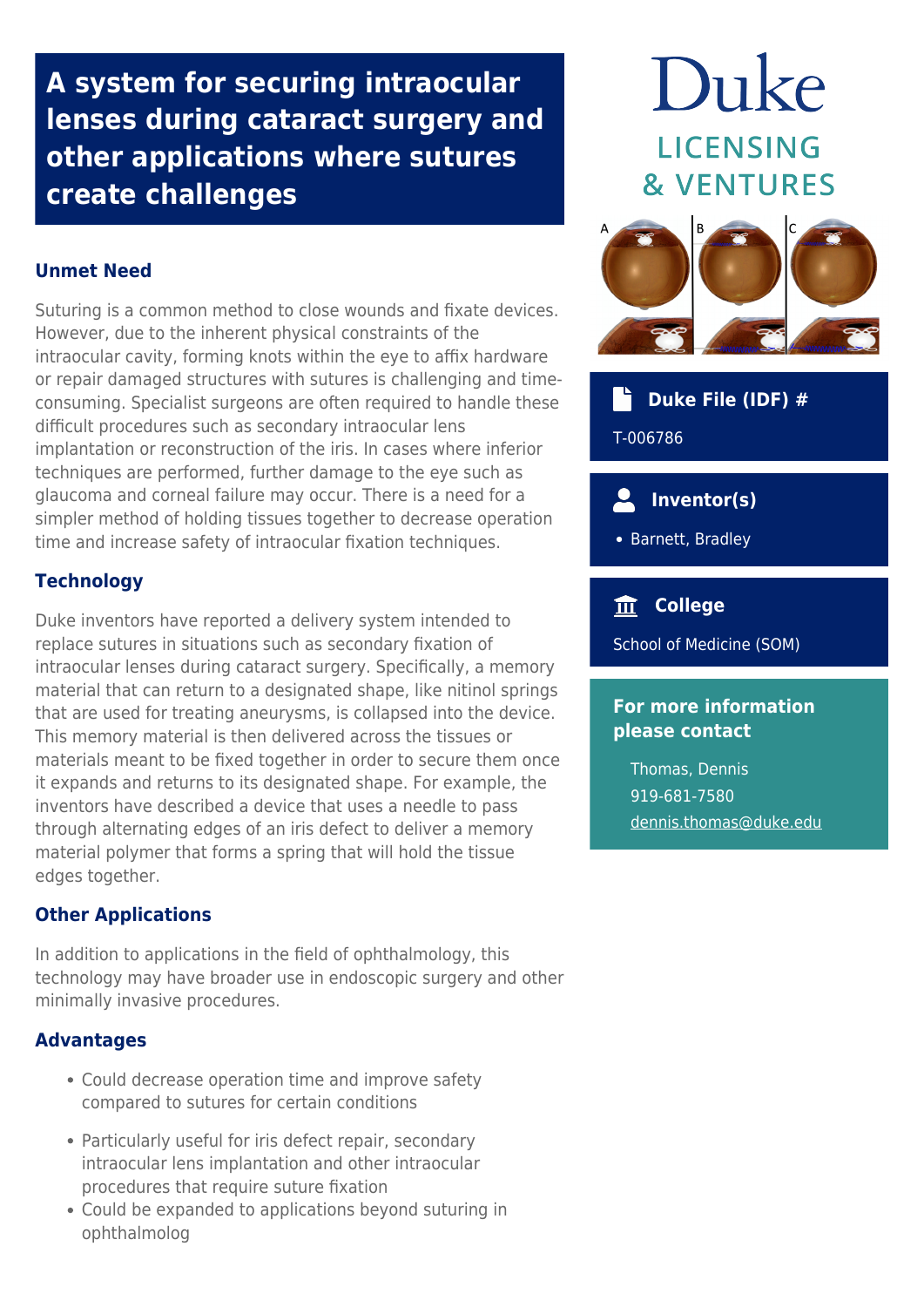# A system for securing intraocular lenses during cataract surgery and other applications where sutures create challenges

## Unmet Need

Suturing is a common method to close wounds and fixate devices. However, due to the inherent physical constraints of the intraocular cavity, forming knots within the eye to affix hardware or repair damaged structures with sutures is challenging and time-consuming. Specialist surgeons are often required to handle these difficult procedures such as secondary intraocular lens implantation or reconstruction of the iris. In cases where inferior techniques are performed, further damage to the eye such as glaucoma and corneal failure may occur. There is a need for a simpler method of holding tissues together to decrease operation time and increase safety of intraocular fixation techniques.

## Technology

Duke inventors have reported a delivery system intended to replace sutures in situations such as secondary fixation of intraocular lenses during cataract surgery. Specifically, a memory material that can return to a designated shape, like nitinol springs that are used for treating aneurysms, is collapsed into the device. This memory material is then delivered across the tissues or materials meant to be fixed together in order to secure them once it expands and returns to its designated shape. For example, the inventors have described a device that uses a needle to pass through alternating edges of an iris defect to deliver a memory material polymer that forms a spring that will hold the tissue edges together.

## Other Applications

In addition to applications in the field of ophthalmology, this technology may have broader use in endoscopic surgery and other minimally invasive procedures.

## Advantages

- Could decrease operation time and improve safety compared to sutures for certain conditions
- Particularly useful for iris defect repair, secondary intraocular lens implantation and other intraocular procedures that require suture fixation
- Could be expanded to applications beyond suturing in ophthalmolog

Duke
LICENSING & VENTURES

### Duke File (IDF) #

T-006786

### Inventor(s)

- Barnett, Bradley

### College

School of Medicine (SOM)

### For more information please contact

Thomas, Dennis
919-681-7580
dennis.thomas@duke.edu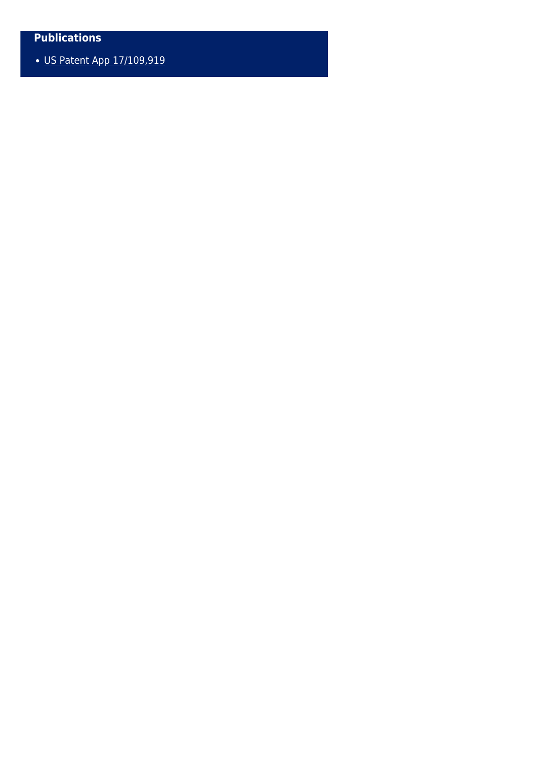## Publications

- US Patent App 17/109,919